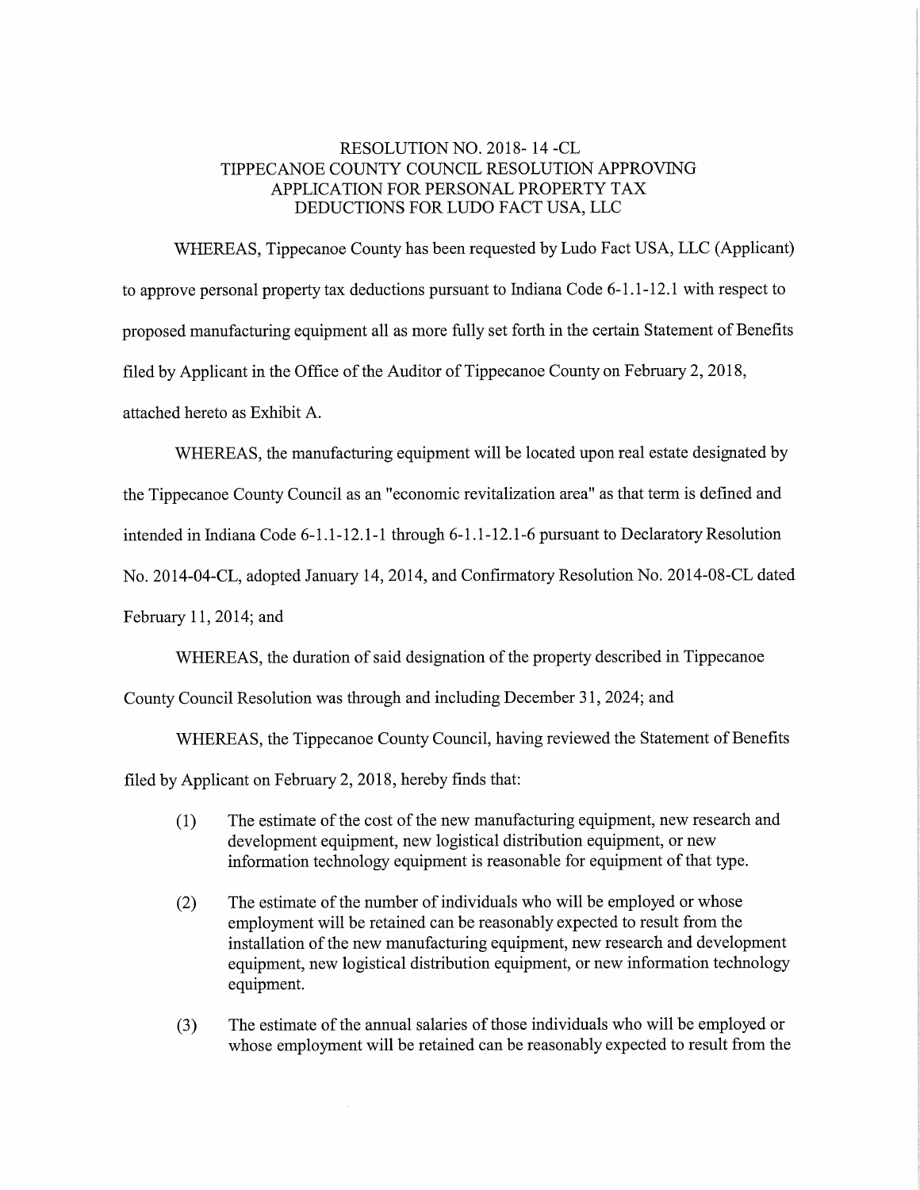# RESOLUTION NO. 2018- 14 -CL
## TIPPECANOE COUNTY COUNCIL RESOLUTION APPROVING APPLICATION FOR PERSONAL PROPERTY TAX DEDUCTIONS FOR LUDO FACT USA, LLC

WHEREAS, Tippecanoe County has been requested by Ludo Fact USA, LLC (Applicant) to approve personal property tax deductions pursuant to Indiana Code 6-1.1-12.1 with respect to proposed manufacturing equipment all as more fully set forth in the certain Statement of Benefits filed by Applicant in the Office of the Auditor of Tippecanoe County on February 2, 2018, attached hereto as Exhibit A.

WHEREAS, the manufacturing equipment will be located upon real estate designated by the Tippecanoe County Council as an "economic revitalization area" as that term is defined and intended in Indiana Code 6-1.1-12.1-1 through 6-1.1-12.1-6 pursuant to Declaratory Resolution No. 2014-04-CL, adopted January 14, 2014, and Confirmatory Resolution No. 2014-08-CL dated February 11, 2014; and

WHEREAS, the duration of said designation of the property described in Tippecanoe County Council Resolution was through and including December 31, 2024; and

WHEREAS, the Tippecanoe County Council, having reviewed the Statement of Benefits filed by Applicant on February 2, 2018, hereby finds that:

(1) The estimate of the cost of the new manufacturing equipment, new research and development equipment, new logistical distribution equipment, or new information technology equipment is reasonable for equipment of that type.

(2) The estimate of the number of individuals who will be employed or whose employment will be retained can be reasonably expected to result from the installation of the new manufacturing equipment, new research and development equipment, new logistical distribution equipment, or new information technology equipment.

(3) The estimate of the annual salaries of those individuals who will be employed or whose employment will be retained can be reasonably expected to result from the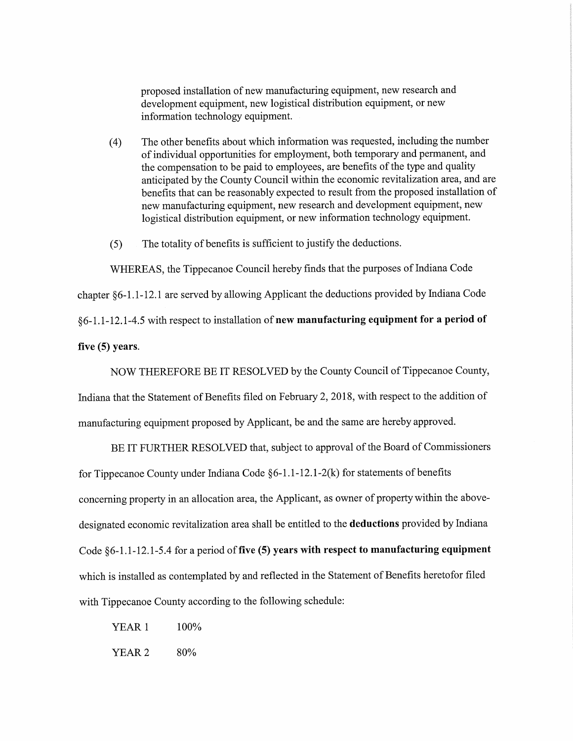proposed installation of new manufacturing equipment, new research and development equipment, new logistical distribution equipment, or new information technology equipment.

(4) The other benefits about which information was requested, including the number of individual opportunities for employment, both temporary and permanent, and the compensation to be paid to employees, are benefits of the type and quality anticipated by the County Council within the economic revitalization area, and are benefits that can be reasonably expected to result from the proposed installation of new manufacturing equipment, new research and development equipment, new logistical distribution equipment, or new information technology equipment.

(5) The totality of benefits is sufficient to justify the deductions.

WHEREAS, the Tippecanoe Council hereby finds that the purposes of Indiana Code chapter §6-1.1-12.1 are served by allowing Applicant the deductions provided by Indiana Code §6-1.1-12.1-4.5 with respect to installation of **new manufacturing equipment for a period of five (5) years**.

NOW THEREFORE BE IT RESOLVED by the County Council of Tippecanoe County, Indiana that the Statement of Benefits filed on February 2, 2018, with respect to the addition of manufacturing equipment proposed by Applicant, be and the same are hereby approved.

BE IT FURTHER RESOLVED that, subject to approval of the Board of Commissioners for Tippecanoe County under Indiana Code §6-1.1-12.1-2(k) for statements of benefits concerning property in an allocation area, the Applicant, as owner of property within the above-designated economic revitalization area shall be entitled to the **deductions** provided by Indiana Code §6-1.1-12.1-5.4 for a period of **five (5) years with respect to manufacturing equipment** which is installed as contemplated by and reflected in the Statement of Benefits heretofor filed with Tippecanoe County according to the following schedule:

| | |
|---|---|
| YEAR 1 | 100% |
| YEAR 2 | 80% |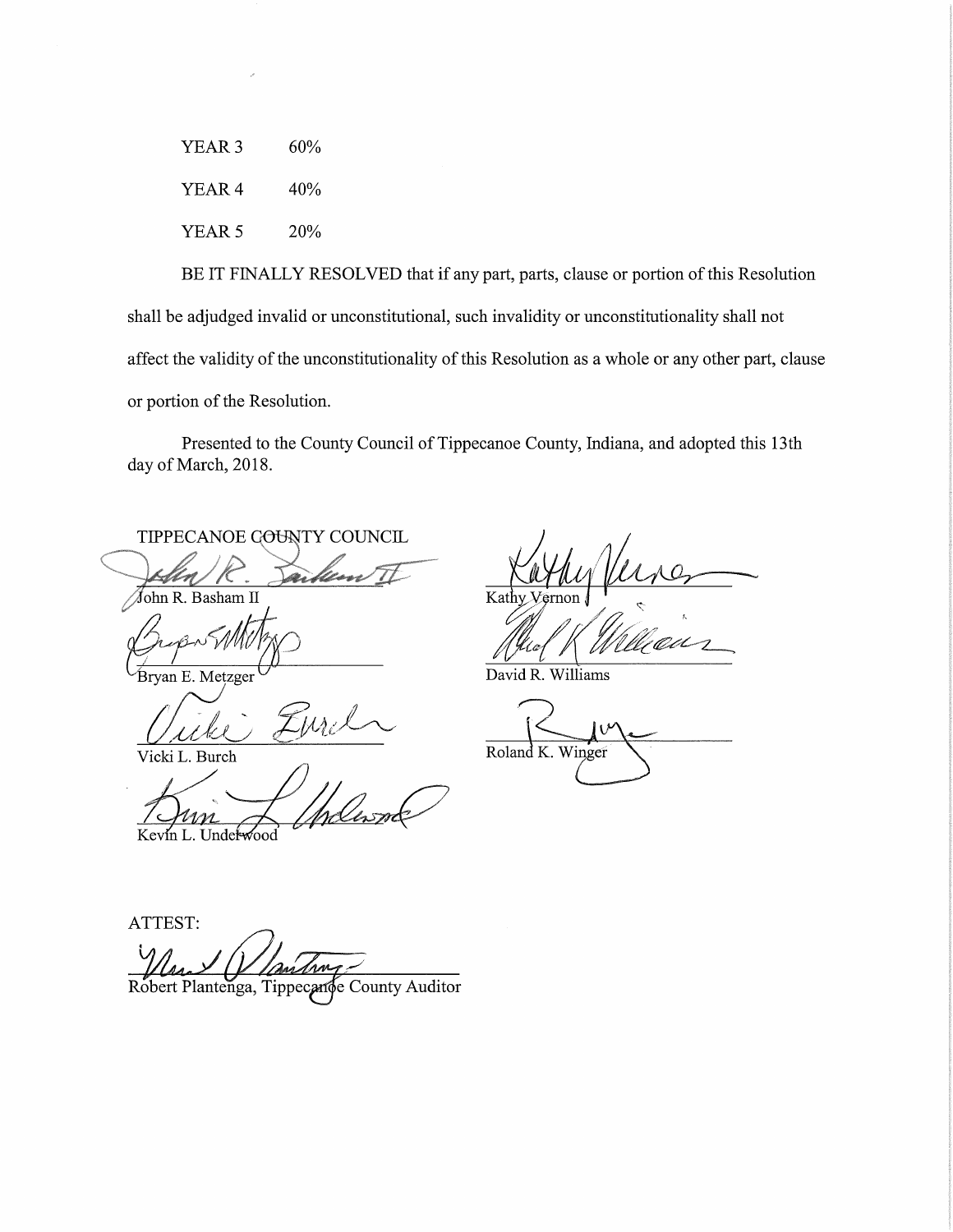| | |
|---|---|
| YEAR 3 | 60% |
| YEAR 4 | 40% |
| YEAR 5 | 20% |

BE IT FINALLY RESOLVED that if any part, parts, clause or portion of this Resolution shall be adjudged invalid or unconstitutional, such invalidity or unconstitutionality shall not affect the validity of the unconstitutionality of this Resolution as a whole or any other part, clause or portion of the Resolution.

Presented to the County Council of Tippecanoe County, Indiana, and adopted this 13th day of March, 2018.

TIPPECANOE COUNTY COUNCIL

John R. Basham II

Bryan E. Metzger

Vicki L. Burch

Kevin L. Underwood

Kathy Vernon

David R. Williams

Roland K. Winger

ATTEST:

Robert Plantenga, Tippecanoe County Auditor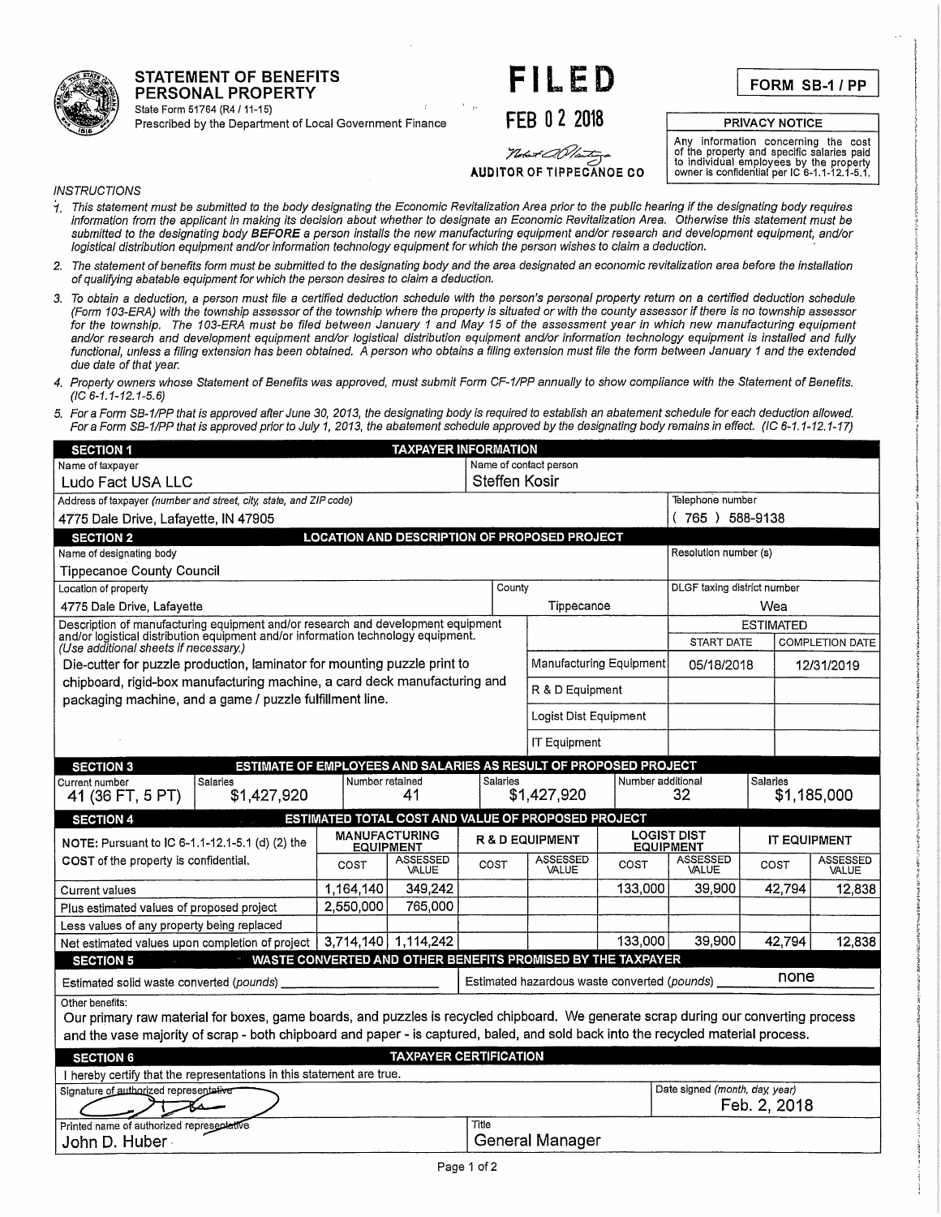**STATEMENT OF BENEFITS**
**PERSONAL PROPERTY**
State Form 51764 (R4 / 11-15)
Prescribed by the Department of Local Government Finance

**FILED**
FEB 02 2018
AUDITOR OF TIPPECANOE CO

**FORM SB-1 / PP**

**PRIVACY NOTICE**
Any information concerning the cost of the property and specific salaries paid to individual employees by the property owner is confidential per IC 6-1.1-12.1-5.1.

*INSTRUCTIONS*

1. *This statement must be submitted to the body designating the Economic Revitalization Area prior to the public hearing if the designating body requires information from the applicant in making its decision about whether to designate an Economic Revitalization Area. Otherwise this statement must be submitted to the designating body **BEFORE** a person installs the new manufacturing equipment and/or research and development equipment, and/or logistical distribution equipment and/or information technology equipment for which the person wishes to claim a deduction.*
2. *The statement of benefits form must be submitted to the designating body and the area designated an economic revitalization area before the installation of qualifying abatable equipment for which the person desires to claim a deduction.*
3. *To obtain a deduction, a person must file a certified deduction schedule with the person's personal property return on a certified deduction schedule (Form 103-ERA) with the township assessor of the township where the property is situated or with the county assessor if there is no township assessor for the township. The 103-ERA must be filed between January 1 and May 15 of the assessment year in which new manufacturing equipment and/or research and development equipment and/or logistical distribution equipment and/or information technology equipment is installed and fully functional, unless a filing extension has been obtained. A person who obtains a filing extension must file the form between January 1 and the extended due date of that year.*
4. *Property owners whose Statement of Benefits was approved, must submit Form CF-1/PP annually to show compliance with the Statement of Benefits. (IC 6-1.1-12.1-5.6)*
5. *For a Form SB-1/PP that is approved after June 30, 2013, the designating body is required to establish an abatement schedule for each deduction allowed. For a Form SB-1/PP that is approved prior to July 1, 2013, the abatement schedule approved by the designating body remains in effect. (IC 6-1.1-12.1-17)*

## SECTION 1 — TAXPAYER INFORMATION

| Name of taxpayer | Name of contact person | Telephone number |
|---|---|---|
| Ludo Fact USA LLC | Steffen Kosir | |
| **Address of taxpayer** *(number and street, city, state, and ZIP code)* | | |
| 4775 Dale Drive, Lafayette, IN 47905 | | (765) 588-9138 |

## SECTION 2 — LOCATION AND DESCRIPTION OF PROPOSED PROJECT

| Name of designating body | | Resolution number (s) |
|---|---|---|
| Tippecanoe County Council | | |
| **Location of property** | **County** | **DLGF taxing district number** |
| 4775 Dale Drive, Lafayette | Tippecanoe | Wea |

Description of manufacturing equipment and/or research and development equipment and/or logistical distribution equipment and/or information technology equipment. *(Use additional sheets if necessary.)*

Die-cutter for puzzle production, laminator for mounting puzzle print to chipboard, rigid-box manufacturing machine, a card deck manufacturing and packaging machine, and a game / puzzle fulfillment line.

| | ESTIMATED START DATE | ESTIMATED COMPLETION DATE |
|---|---|---|
| Manufacturing Equipment | 05/18/2018 | 12/31/2019 |
| R & D Equipment | | |
| Logist Dist Equipment | | |
| IT Equipment | | |

## SECTION 3 — ESTIMATE OF EMPLOYEES AND SALARIES AS RESULT OF PROPOSED PROJECT

| Current number | Salaries | Number retained | Salaries | Number additional | Salaries |
|---|---|---|---|---|---|
| 41 (36 FT, 5 PT) | $1,427,920 | 41 | $1,427,920 | 32 | $1,185,000 |

## SECTION 4 — ESTIMATED TOTAL COST AND VALUE OF PROPOSED PROJECT

NOTE: Pursuant to IC 6-1.1-12.1-5.1 (d) (2) the **COST** of the property is confidential.

| | MANUFACTURING EQUIPMENT | | R & D EQUIPMENT | | LOGIST DIST EQUIPMENT | | IT EQUIPMENT | |
|---|---|---|---|---|---|---|---|---|
| | COST | ASSESSED VALUE | COST | ASSESSED VALUE | COST | ASSESSED VALUE | COST | ASSESSED VALUE |
| Current values | 1,164,140 | 349,242 | | | 133,000 | 39,900 | 42,794 | 12,838 |
| Plus estimated values of proposed project | 2,550,000 | 765,000 | | | | | | |
| Less values of any property being replaced | | | | | | | | |
| Net estimated values upon completion of project | 3,714,140 | 1,114,242 | | | 133,000 | 39,900 | 42,794 | 12,838 |

## SECTION 5 — WASTE CONVERTED AND OTHER BENEFITS PROMISED BY THE TAXPAYER

Estimated solid waste converted *(pounds)* ______

Estimated hazardous waste converted *(pounds)* none

Other benefits:

Our primary raw material for boxes, game boards, and puzzles is recycled chipboard. We generate scrap during our converting process and the vase majority of scrap - both chipboard and paper - is captured, baled, and sold back into the recycled material process.

## SECTION 6 — TAXPAYER CERTIFICATION

I hereby certify that the representations in this statement are true.

| Signature of authorized representative | | Date signed *(month, day, year)* |
|---|---|---|
| [signature] | | Feb. 2, 2018 |
| **Printed name of authorized representative** | **Title** | |
| John D. Huber | General Manager | |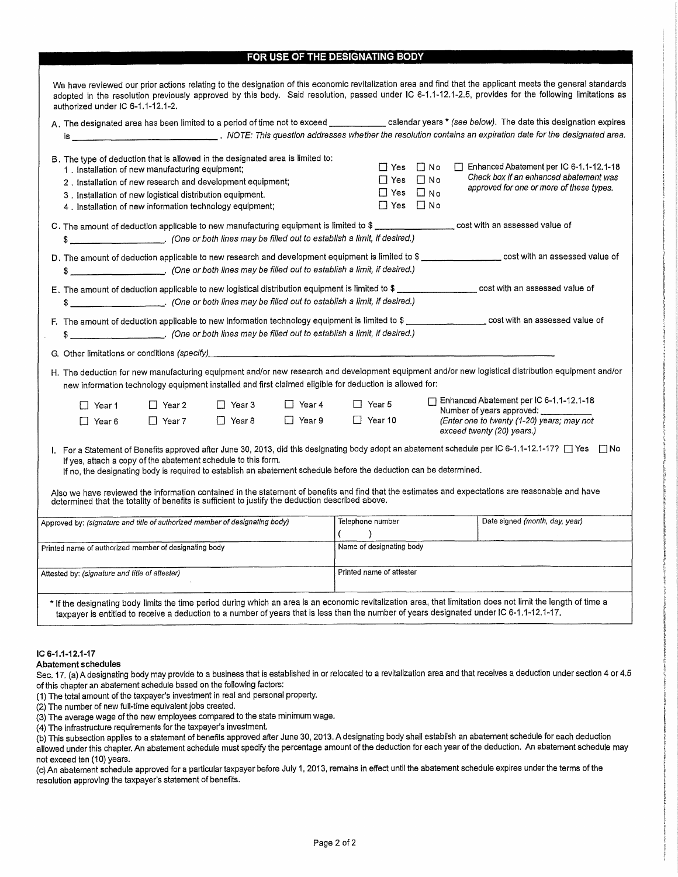## FOR USE OF THE DESIGNATING BODY

We have reviewed our prior actions relating to the designation of this economic revitalization area and find that the applicant meets the general standards adopted in the resolution previously approved by this body. Said resolution, passed under IC 6-1.1-12.1-2.5, provides for the following limitations as authorized under IC 6-1.1-12.1-2.

A. The designated area has been limited to a period of time not to exceed ____________ calendar years * *(see below)*. The date this designation expires is ______________________________. *NOTE: This question addresses whether the resolution contains an expiration date for the designated area.*

B. The type of deduction that is allowed in the designated area is limited to:

1. Installation of new manufacturing equipment; ☐ Yes ☐ No
2. Installation of new research and development equipment; ☐ Yes ☐ No
3. Installation of new logistical distribution equipment. ☐ Yes ☐ No
4. Installation of new information technology equipment; ☐ Yes ☐ No

☐ Enhanced Abatement per IC 6-1.1-12.1-18
*Check box if an enhanced abatement was approved for one or more of these types.*

C. The amount of deduction applicable to new manufacturing equipment is limited to $ ________________ cost with an assessed value of $ ____________________. *(One or both lines may be filled out to establish a limit, if desired.)*

D. The amount of deduction applicable to new research and development equipment is limited to $ ________________ cost with an assessed value of $ ____________________. *(One or both lines may be filled out to establish a limit, if desired.)*

E. The amount of deduction applicable to new logistical distribution equipment is limited to $ ________________ cost with an assessed value of $ ____________________. *(One or both lines may be filled out to establish a limit, if desired.)*

F. The amount of deduction applicable to new information technology equipment is limited to $ ________________ cost with an assessed value of $ ____________________. *(One or both lines may be filled out to establish a limit, if desired.)*

G. Other limitations or conditions *(specify)* ______________________________

H. The deduction for new manufacturing equipment and/or new research and development equipment and/or new logistical distribution equipment and/or new information technology equipment installed and first claimed eligible for deduction is allowed for:

☐ Year 1 ☐ Year 2 ☐ Year 3 ☐ Year 4 ☐ Year 5
☐ Year 6 ☐ Year 7 ☐ Year 8 ☐ Year 9 ☐ Year 10

☐ Enhanced Abatement per IC 6-1.1-12.1-18
Number of years approved: __________
*(Enter one to twenty (1-20) years; may not exceed twenty (20) years.)*

I. For a Statement of Benefits approved after June 30, 2013, did this designating body adopt an abatement schedule per IC 6-1.1-12.1-17? ☐ Yes ☐ No
If yes, attach a copy of the abatement schedule to this form.
If no, the designating body is required to establish an abatement schedule before the deduction can be determined.

Also we have reviewed the information contained in the statement of benefits and find that the estimates and expectations are reasonable and have determined that the totality of benefits is sufficient to justify the deduction described above.

| Approved by: *(signature and title of authorized member of designating body)* | Telephone number<br>( ) | Date signed *(month, day, year)* |
|---|---|---|
| Printed name of authorized member of designating body | Name of designating body | |
| Attested by: *(signature and title of attester)* | Printed name of attester | |

* If the designating body limits the time period during which an area is an economic revitalization area, that limitation does not limit the length of time a taxpayer is entitled to receive a deduction to a number of years that is less than the number of years designated under IC 6-1.1-12.1-17.

### IC 6-1.1-12.1-17

**Abatement schedules**

Sec. 17. (a) A designating body may provide to a business that is established in or relocated to a revitalization area and that receives a deduction under section 4 or 4.5 of this chapter an abatement schedule based on the following factors:

(1) The total amount of the taxpayer's investment in real and personal property.
(2) The number of new full-time equivalent jobs created.
(3) The average wage of the new employees compared to the state minimum wage.
(4) The infrastructure requirements for the taxpayer's investment.

(b) This subsection applies to a statement of benefits approved after June 30, 2013. A designating body shall establish an abatement schedule for each deduction allowed under this chapter. An abatement schedule must specify the percentage amount of the deduction for each year of the deduction. An abatement schedule may not exceed ten (10) years.

(c) An abatement schedule approved for a particular taxpayer before July 1, 2013, remains in effect until the abatement schedule expires under the terms of the resolution approving the taxpayer's statement of benefits.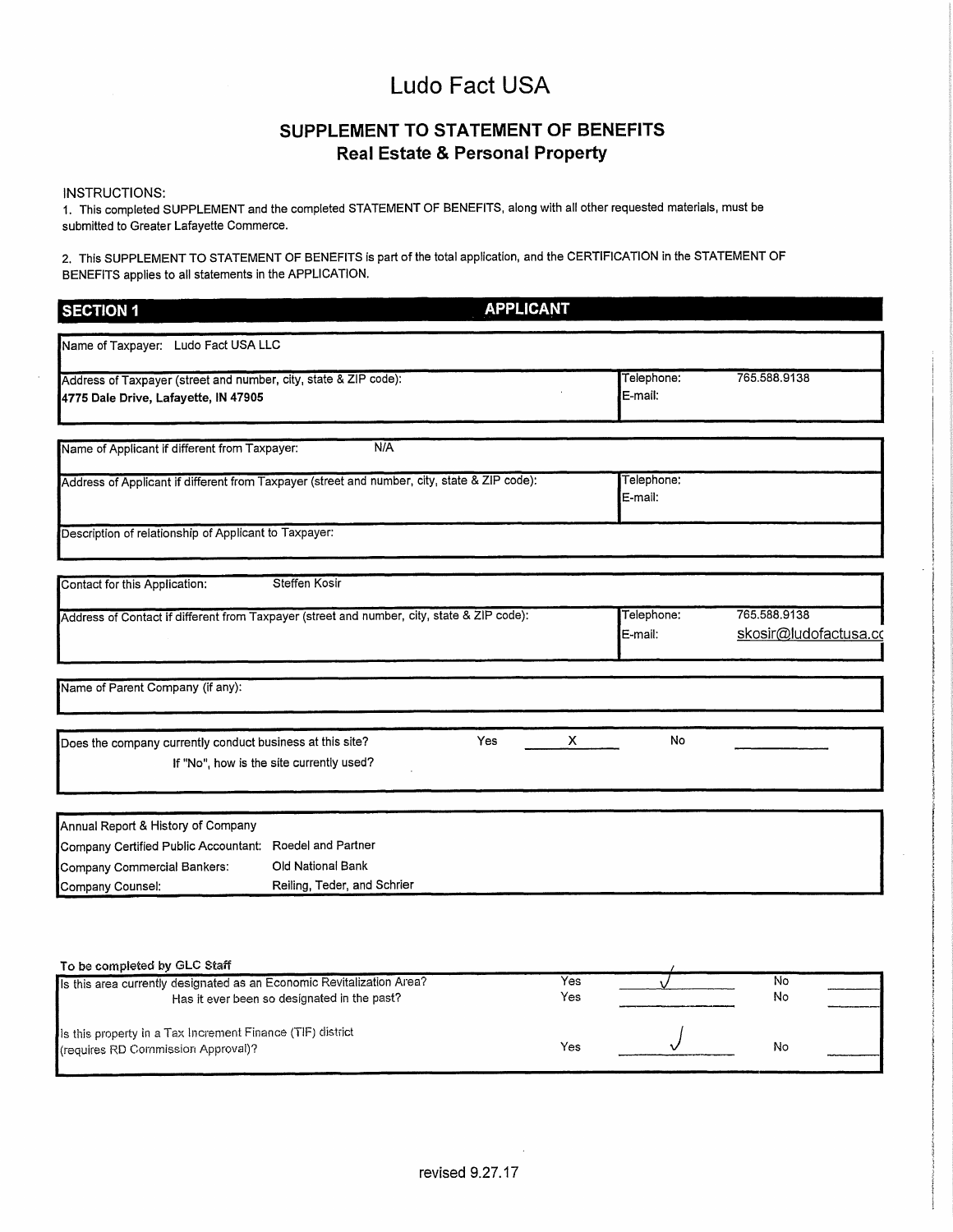# Ludo Fact USA

## SUPPLEMENT TO STATEMENT OF BENEFITS
## Real Estate & Personal Property

INSTRUCTIONS:

1. This completed SUPPLEMENT and the completed STATEMENT OF BENEFITS, along with all other requested materials, must be submitted to Greater Lafayette Commerce.

2. This SUPPLEMENT TO STATEMENT OF BENEFITS is part of the total application, and the CERTIFICATION in the STATEMENT OF BENEFITS applies to all statements in the APPLICATION.

| SECTION 1 | APPLICANT |
|---|---|

| | |
|---|---|
| Name of Taxpayer: Ludo Fact USA LLC | |
| Address of Taxpayer (street and number, city, state & ZIP code): **4775 Dale Drive, Lafayette, IN 47905** | Telephone: 765.588.9138<br>E-mail: |

| | |
|---|---|
| Name of Applicant if different from Taxpayer: N/A | |
| Address of Applicant if different from Taxpayer (street and number, city, state & ZIP code): | Telephone:<br>E-mail: |
| Description of relationship of Applicant to Taxpayer: | |

| | |
|---|---|
| Contact for this Application: Steffen Kosir | |
| Address of Contact if different from Taxpayer (street and number, city, state & ZIP code): | Telephone: 765.588.9138<br>E-mail: skosir@ludofactusa.cc |

Name of Parent Company (if any):

| | | | | |
|---|---|---|---|---|
| Does the company currently conduct business at this site? | Yes | X | No | |
| If "No", how is the site currently used? | | | | |

| | |
|---|---|
| Annual Report & History of Company | |
| Company Certified Public Accountant: | Roedel and Partner |
| Company Commercial Bankers: | Old National Bank |
| Company Counsel: | Reiling, Teder, and Schrier |

**To be completed by GLC Staff**

| | | | | |
|---|---|---|---|---|
| Is this area currently designated as an Economic Revitalization Area? | Yes | ✓ | No | |
| Has it ever been so designated in the past? | Yes | | No | |
| Is this property in a Tax Increment Finance (TIF) district (requires RD Commission Approval)? | Yes | ✓ | No | |

revised 9.27.17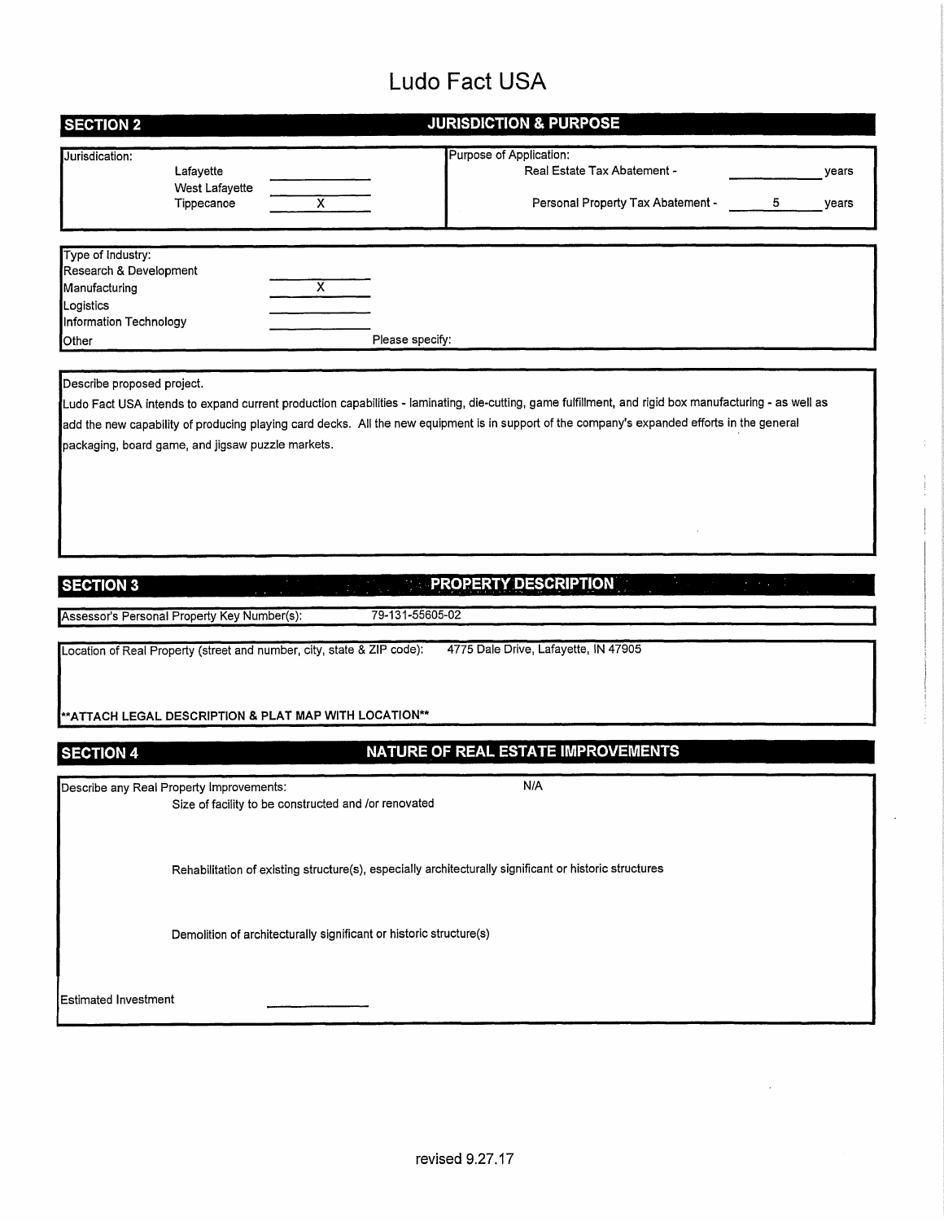# Ludo Fact USA

## SECTION 2 — JURISDICTION & PURPOSE

| Jurisdication: | | Purpose of Application: | |
|---|---|---|---|
| Lafayette | | Real Estate Tax Abatement - | ____ years |
| West Lafayette | | | |
| Tippecanoe | X | Personal Property Tax Abatement - | 5 years |

| Type of Industry: | |
|---|---|
| Research & Development | |
| Manufacturing | X |
| Logistics | |
| Information Technology | |
| Other | Please specify: |

Describe proposed project.

Ludo Fact USA intends to expand current production capabilities - laminating, die-cutting, game fulfillment, and rigid box manufacturing - as well as add the new capability of producing playing card decks. All the new equipment is in support of the company's expanded efforts in the general packaging, board game, and jigsaw puzzle markets.

## SECTION 3 — PROPERTY DESCRIPTION

Assessor's Personal Property Key Number(s): 79-131-55605-02

Location of Real Property (street and number, city, state & ZIP code): 4775 Dale Drive, Lafayette, IN 47905

**ATTACH LEGAL DESCRIPTION & PLAT MAP WITH LOCATION**

## SECTION 4 — NATURE OF REAL ESTATE IMPROVEMENTS

Describe any Real Property Improvements: N/A

Size of facility to be constructed and /or renovated

Rehabilitation of existing structure(s), especially architecturally significant or historic structures

Demolition of architecturally significant or historic structure(s)

Estimated Investment ____________

revised 9.27.17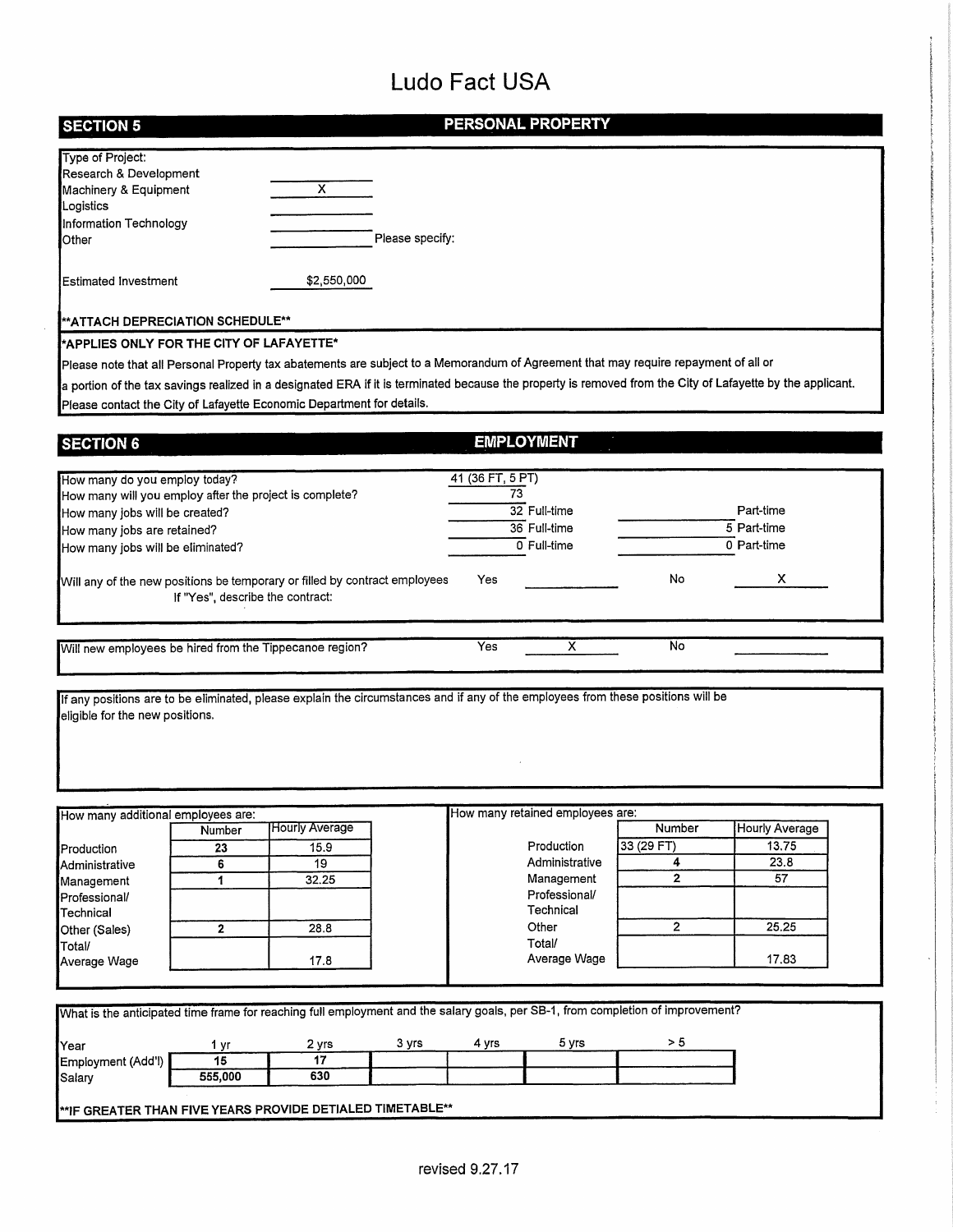# Ludo Fact USA

## SECTION 5 — PERSONAL PROPERTY

| Type of Project: | |
|---|---|
| Research & Development | |
| Machinery & Equipment | X |
| Logistics | |
| Information Technology | |
| Other | Please specify: |
| Estimated Investment | $2,550,000 |

****ATTACH DEPRECIATION SCHEDULE****

***APPLIES ONLY FOR THE CITY OF LAFAYETTE***

Please note that all Personal Property tax abatements are subject to a Memorandum of Agreement that may require repayment of all or a portion of the tax savings realized in a designated ERA if it is terminated because the property is removed from the City of Lafayette by the applicant. Please contact the City of Lafayette Economic Department for details.

## SECTION 6 — EMPLOYMENT

| | | |
|---|---|---|
| How many do you employ today? | 41 (36 FT, 5 PT) | |
| How many will you employ after the project is complete? | 73 | |
| How many jobs will be created? | 32 Full-time | Part-time |
| How many jobs are retained? | 36 Full-time | 5 Part-time |
| How many jobs will be eliminated? | 0 Full-time | 0 Part-time |

Will any of the new positions be temporary or filled by contract employees — Yes: ______ No: X

If "Yes", describe the contract:

Will new employees be hired from the Tippecanoe region? — Yes: X No: ______

If any positions are to be eliminated, please explain the circumstances and if any of the employees from these positions will be eligible for the new positions.

How many additional employees are:

| | Number | Hourly Average |
|---|---|---|
| Production | 23 | 15.9 |
| Administrative | 6 | 19 |
| Management | 1 | 32.25 |
| Professional/ Technical | | |
| Other (Sales) | 2 | 28.8 |
| Total/ Average Wage | | 17.8 |

How many retained employees are:

| | Number | Hourly Average |
|---|---|---|
| Production | 33 (29 FT) | 13.75 |
| Administrative | 4 | 23.8 |
| Management | 2 | 57 |
| Professional/ Technical | | |
| Other | 2 | 25.25 |
| Total/ Average Wage | | 17.83 |

What is the anticipated time frame for reaching full employment and the salary goals, per SB-1, from completion of improvement?

| Year | 1 yr | 2 yrs | 3 yrs | 4 yrs | 5 yrs | > 5 |
|---|---|---|---|---|---|---|
| Employment (Add'l) | 15 | 17 | | | | |
| Salary | 555,000 | 630 | | | | |

****IF GREATER THAN FIVE YEARS PROVIDE DETIALED TIMETABLE****

revised 9.27.17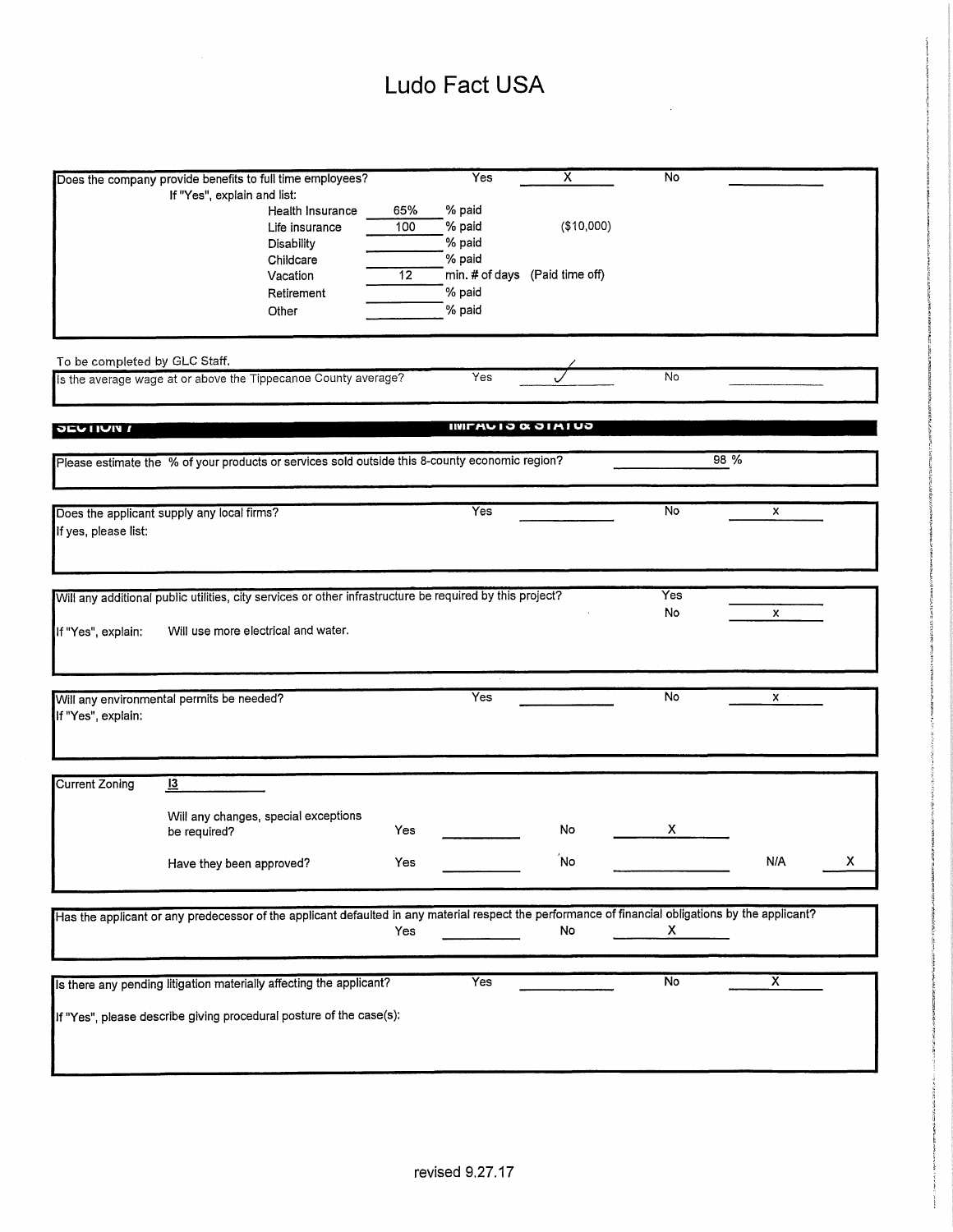# Ludo Fact USA

| Does the company provide benefits to full time employees? | Yes | X | No | |
|---|---|---|---|---|
| If "Yes", explain and list: | | | | |

| Benefit | | |
|---|---|---|
| Health Insurance | 65% | % paid |
| Life insurance | 100 | % paid ($10,000) |
| Disability | | % paid |
| Childcare | | % paid |
| Vacation | 12 | min. # of days (Paid time off) |
| Retirement | | % paid |
| Other | | % paid |

To be completed by GLC Staff.

| Is the average wage at or above the Tippecanoe County average? | Yes | ✓ | No | |
|---|---|---|---|---|

## SECTION 7 IMPACTS & STATUS

Please estimate the % of your products or services sold outside this 8-county economic region? 98 %

| Does the applicant supply any local firms? | Yes | | No | x |
|---|---|---|---|---|

If yes, please list:

Will any additional public utilities, city services or other infrastructure be required by this project?

Yes ______

No x

If "Yes", explain: Will use more electrical and water.

| Will any environmental permits be needed? | Yes | | No | x |
|---|---|---|---|---|

If "Yes", explain:

Current Zoning: I3

| | Yes | | No | | N/A | |
|---|---|---|---|---|---|---|
| Will any changes, special exceptions be required? | Yes | | No | X | | |
| Have they been approved? | Yes | | No | | N/A | X |

Has the applicant or any predecessor of the applicant defaulted in any material respect the performance of financial obligations by the applicant?

Yes ______ No X

| Is there any pending litigation materially affecting the applicant? | Yes | | No | X |
|---|---|---|---|---|

If "Yes", please describe giving procedural posture of the case(s):

revised 9.27.17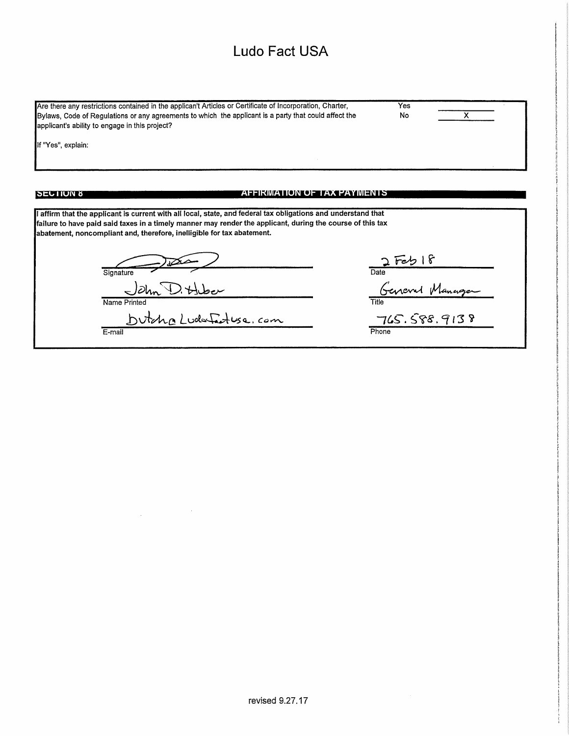# Ludo Fact USA

Are there any restrictions contained in the applicant's Articles or Certificate of Incorporation, Charter, Bylaws, Code of Regulations or any agreements to which the applicant is a party that could affect the applicant's ability to engage in this project?

Yes ______

No __X__

If "Yes", explain:

## SECTION 8 AFFIRMATION OF TAX PAYMENTS

**I affirm that the applicant is current with all local, state, and federal tax obligations and understand that failure to have paid said taxes in a timely manner may render the applicant, during the course of this tax abatement, noncompliant and, therefore, ineligible for tax abatement.**

Signature: [signature]

Date: 2 Feb 18

Name Printed: John D. Huber

Title: General Manager

E-mail: butch@Ludofactusa.com

Phone: 765.588.9138

revised 9.27.17